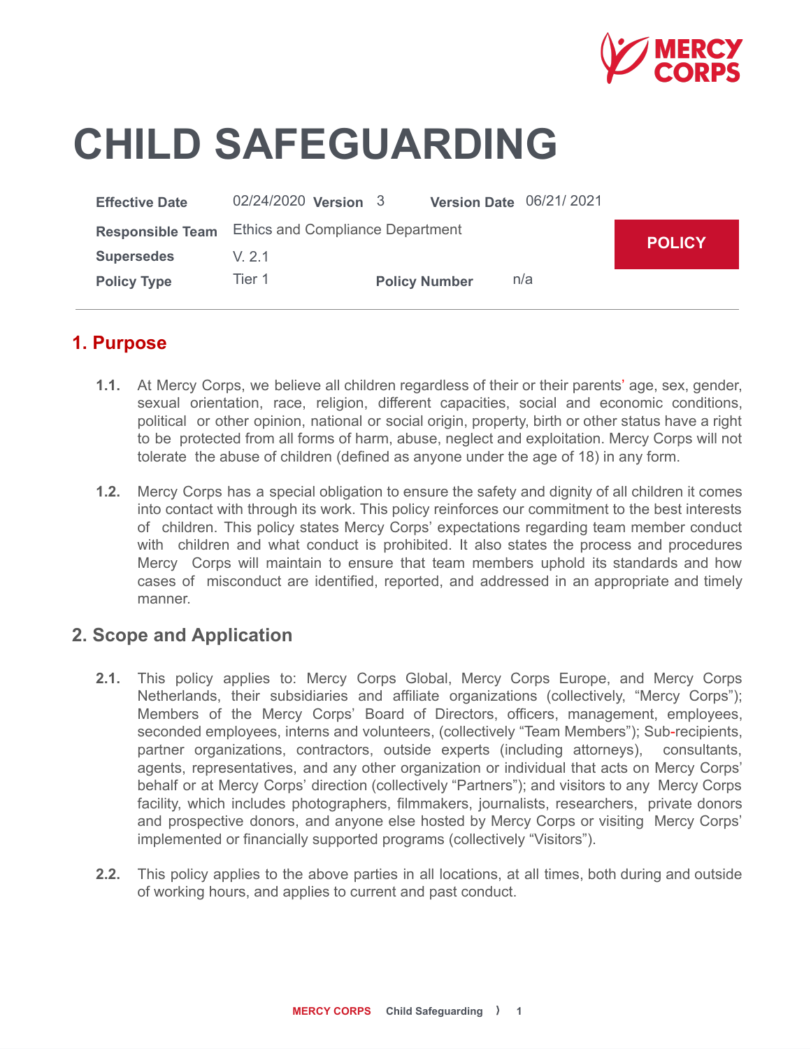# CHILD SAFEGUARDING

| | | | | | |
|---|---|---|---|---|---|
| **Effective Date** | 02/24/2020 | **Version** | 3 | **Version Date** | 06/21/ 2021 |
| **Responsible Team** | Ethics and Compliance Department | | | | |
| **Supersedes** | V. 2.1 | | | | |
| **Policy Type** | Tier 1 | **Policy Number** | n/a | | |

**POLICY**

## 1. Purpose

**1.1.** At Mercy Corps, we believe all children regardless of their or their parents' age, sex, gender, sexual orientation, race, religion, different capacities, social and economic conditions, political or other opinion, national or social origin, property, birth or other status have a right to be protected from all forms of harm, abuse, neglect and exploitation. Mercy Corps will not tolerate the abuse of children (defined as anyone under the age of 18) in any form.

**1.2.** Mercy Corps has a special obligation to ensure the safety and dignity of all children it comes into contact with through its work. This policy reinforces our commitment to the best interests of children. This policy states Mercy Corps' expectations regarding team member conduct with children and what conduct is prohibited. It also states the process and procedures Mercy Corps will maintain to ensure that team members uphold its standards and how cases of misconduct are identified, reported, and addressed in an appropriate and timely manner.

## 2. Scope and Application

**2.1.** This policy applies to: Mercy Corps Global, Mercy Corps Europe, and Mercy Corps Netherlands, their subsidiaries and affiliate organizations (collectively, "Mercy Corps"); Members of the Mercy Corps' Board of Directors, officers, management, employees, seconded employees, interns and volunteers, (collectively "Team Members"); Sub-recipients, partner organizations, contractors, outside experts (including attorneys), consultants, agents, representatives, and any other organization or individual that acts on Mercy Corps' behalf or at Mercy Corps' direction (collectively "Partners"); and visitors to any Mercy Corps facility, which includes photographers, filmmakers, journalists, researchers, private donors and prospective donors, and anyone else hosted by Mercy Corps or visiting Mercy Corps' implemented or financially supported programs (collectively "Visitors").

**2.2.** This policy applies to the above parties in all locations, at all times, both during and outside of working hours, and applies to current and past conduct.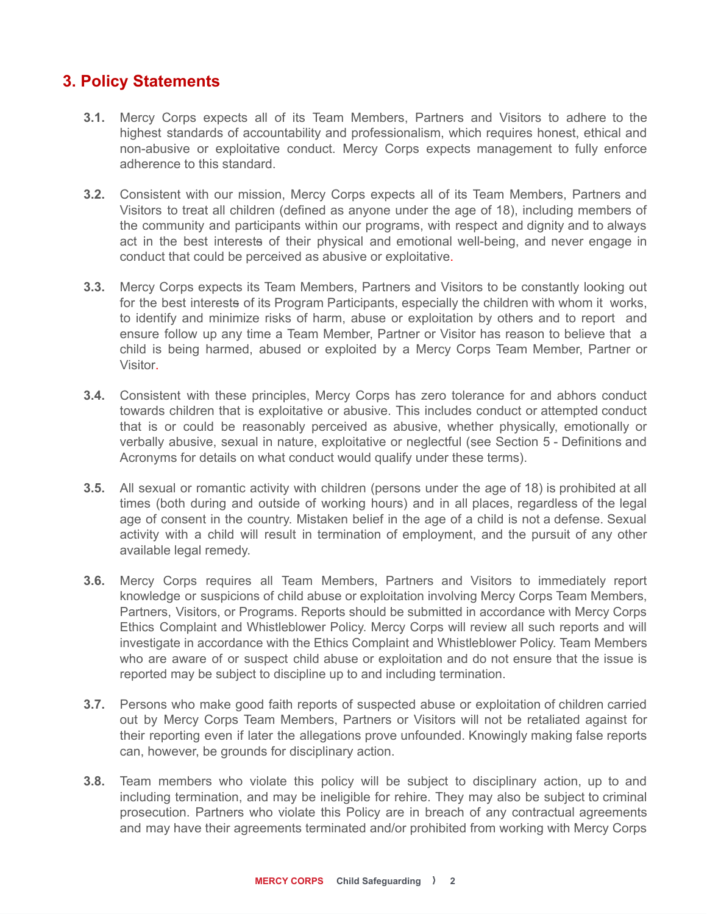## 3. Policy Statements

**3.1.** Mercy Corps expects all of its Team Members, Partners and Visitors to adhere to the highest standards of accountability and professionalism, which requires honest, ethical and non-abusive or exploitative conduct. Mercy Corps expects management to fully enforce adherence to this standard.

**3.2.** Consistent with our mission, Mercy Corps expects all of its Team Members, Partners and Visitors to treat all children (defined as anyone under the age of 18), including members of the community and participants within our programs, with respect and dignity and to always act in the best interests of their physical and emotional well-being, and never engage in conduct that could be perceived as abusive or exploitative.

**3.3.** Mercy Corps expects its Team Members, Partners and Visitors to be constantly looking out for the best interests of its Program Participants, especially the children with whom it works, to identify and minimize risks of harm, abuse or exploitation by others and to report and ensure follow up any time a Team Member, Partner or Visitor has reason to believe that a child is being harmed, abused or exploited by a Mercy Corps Team Member, Partner or Visitor.

**3.4.** Consistent with these principles, Mercy Corps has zero tolerance for and abhors conduct towards children that is exploitative or abusive. This includes conduct or attempted conduct that is or could be reasonably perceived as abusive, whether physically, emotionally or verbally abusive, sexual in nature, exploitative or neglectful (see Section 5 - Definitions and Acronyms for details on what conduct would qualify under these terms).

**3.5.** All sexual or romantic activity with children (persons under the age of 18) is prohibited at all times (both during and outside of working hours) and in all places, regardless of the legal age of consent in the country. Mistaken belief in the age of a child is not a defense. Sexual activity with a child will result in termination of employment, and the pursuit of any other available legal remedy.

**3.6.** Mercy Corps requires all Team Members, Partners and Visitors to immediately report knowledge or suspicions of child abuse or exploitation involving Mercy Corps Team Members, Partners, Visitors, or Programs. Reports should be submitted in accordance with Mercy Corps Ethics Complaint and Whistleblower Policy. Mercy Corps will review all such reports and will investigate in accordance with the Ethics Complaint and Whistleblower Policy. Team Members who are aware of or suspect child abuse or exploitation and do not ensure that the issue is reported may be subject to discipline up to and including termination.

**3.7.** Persons who make good faith reports of suspected abuse or exploitation of children carried out by Mercy Corps Team Members, Partners or Visitors will not be retaliated against for their reporting even if later the allegations prove unfounded. Knowingly making false reports can, however, be grounds for disciplinary action.

**3.8.** Team members who violate this policy will be subject to disciplinary action, up to and including termination, and may be ineligible for rehire. They may also be subject to criminal prosecution. Partners who violate this Policy are in breach of any contractual agreements and may have their agreements terminated and/or prohibited from working with Mercy Corps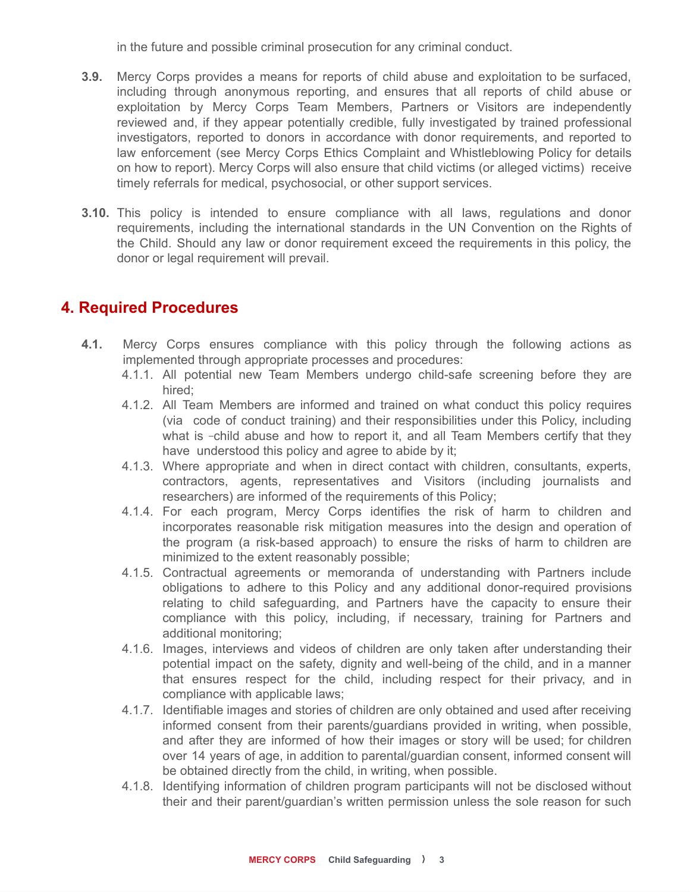in the future and possible criminal prosecution for any criminal conduct.

**3.9.** Mercy Corps provides a means for reports of child abuse and exploitation to be surfaced, including through anonymous reporting, and ensures that all reports of child abuse or exploitation by Mercy Corps Team Members, Partners or Visitors are independently reviewed and, if they appear potentially credible, fully investigated by trained professional investigators, reported to donors in accordance with donor requirements, and reported to law enforcement (see Mercy Corps Ethics Complaint and Whistleblowing Policy for details on how to report). Mercy Corps will also ensure that child victims (or alleged victims) receive timely referrals for medical, psychosocial, or other support services.

**3.10.** This policy is intended to ensure compliance with all laws, regulations and donor requirements, including the international standards in the UN Convention on the Rights of the Child. Should any law or donor requirement exceed the requirements in this policy, the donor or legal requirement will prevail.

## 4. Required Procedures

**4.1.** Mercy Corps ensures compliance with this policy through the following actions as implemented through appropriate processes and procedures:

4.1.1. All potential new Team Members undergo child-safe screening before they are hired;

4.1.2. All Team Members are informed and trained on what conduct this policy requires (via code of conduct training) and their responsibilities under this Policy, including what is child abuse and how to report it, and all Team Members certify that they have understood this policy and agree to abide by it;

4.1.3. Where appropriate and when in direct contact with children, consultants, experts, contractors, agents, representatives and Visitors (including journalists and researchers) are informed of the requirements of this Policy;

4.1.4. For each program, Mercy Corps identifies the risk of harm to children and incorporates reasonable risk mitigation measures into the design and operation of the program (a risk-based approach) to ensure the risks of harm to children are minimized to the extent reasonably possible;

4.1.5. Contractual agreements or memoranda of understanding with Partners include obligations to adhere to this Policy and any additional donor-required provisions relating to child safeguarding, and Partners have the capacity to ensure their compliance with this policy, including, if necessary, training for Partners and additional monitoring;

4.1.6. Images, interviews and videos of children are only taken after understanding their potential impact on the safety, dignity and well-being of the child, and in a manner that ensures respect for the child, including respect for their privacy, and in compliance with applicable laws;

4.1.7. Identifiable images and stories of children are only obtained and used after receiving informed consent from their parents/guardians provided in writing, when possible, and after they are informed of how their images or story will be used; for children over 14 years of age, in addition to parental/guardian consent, informed consent will be obtained directly from the child, in writing, when possible.

4.1.8. Identifying information of children program participants will not be disclosed without their and their parent/guardian's written permission unless the sole reason for such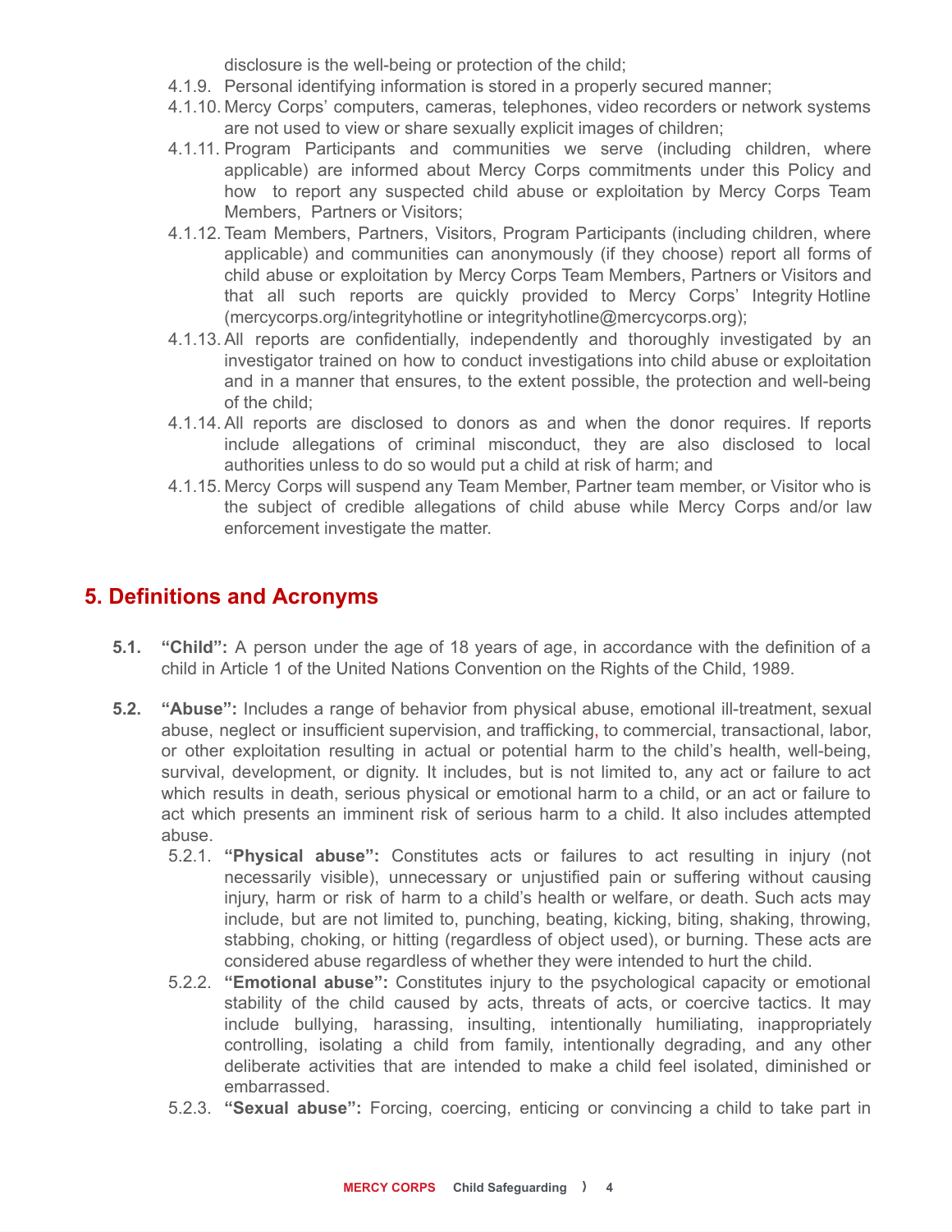disclosure is the well-being or protection of the child;

4.1.9. Personal identifying information is stored in a properly secured manner;

4.1.10. Mercy Corps' computers, cameras, telephones, video recorders or network systems are not used to view or share sexually explicit images of children;

4.1.11. Program Participants and communities we serve (including children, where applicable) are informed about Mercy Corps commitments under this Policy and how to report any suspected child abuse or exploitation by Mercy Corps Team Members, Partners or Visitors;

4.1.12. Team Members, Partners, Visitors, Program Participants (including children, where applicable) and communities can anonymously (if they choose) report all forms of child abuse or exploitation by Mercy Corps Team Members, Partners or Visitors and that all such reports are quickly provided to Mercy Corps' Integrity Hotline (mercycorps.org/integrityhotline or integrityhotline@mercycorps.org);

4.1.13. All reports are confidentially, independently and thoroughly investigated by an investigator trained on how to conduct investigations into child abuse or exploitation and in a manner that ensures, to the extent possible, the protection and well-being of the child;

4.1.14. All reports are disclosed to donors as and when the donor requires. If reports include allegations of criminal misconduct, they are also disclosed to local authorities unless to do so would put a child at risk of harm; and

4.1.15. Mercy Corps will suspend any Team Member, Partner team member, or Visitor who is the subject of credible allegations of child abuse while Mercy Corps and/or law enforcement investigate the matter.

## 5. Definitions and Acronyms

**5.1. "Child":** A person under the age of 18 years of age, in accordance with the definition of a child in Article 1 of the United Nations Convention on the Rights of the Child, 1989.

**5.2. "Abuse":** Includes a range of behavior from physical abuse, emotional ill-treatment, sexual abuse, neglect or insufficient supervision, and trafficking, to commercial, transactional, labor, or other exploitation resulting in actual or potential harm to the child's health, well-being, survival, development, or dignity. It includes, but is not limited to, any act or failure to act which results in death, serious physical or emotional harm to a child, or an act or failure to act which presents an imminent risk of serious harm to a child. It also includes attempted abuse.

5.2.1. **"Physical abuse":** Constitutes acts or failures to act resulting in injury (not necessarily visible), unnecessary or unjustified pain or suffering without causing injury, harm or risk of harm to a child's health or welfare, or death. Such acts may include, but are not limited to, punching, beating, kicking, biting, shaking, throwing, stabbing, choking, or hitting (regardless of object used), or burning. These acts are considered abuse regardless of whether they were intended to hurt the child.

5.2.2. **"Emotional abuse":** Constitutes injury to the psychological capacity or emotional stability of the child caused by acts, threats of acts, or coercive tactics. It may include bullying, harassing, insulting, intentionally humiliating, inappropriately controlling, isolating a child from family, intentionally degrading, and any other deliberate activities that are intended to make a child feel isolated, diminished or embarrassed.

5.2.3. **"Sexual abuse":** Forcing, coercing, enticing or convincing a child to take part in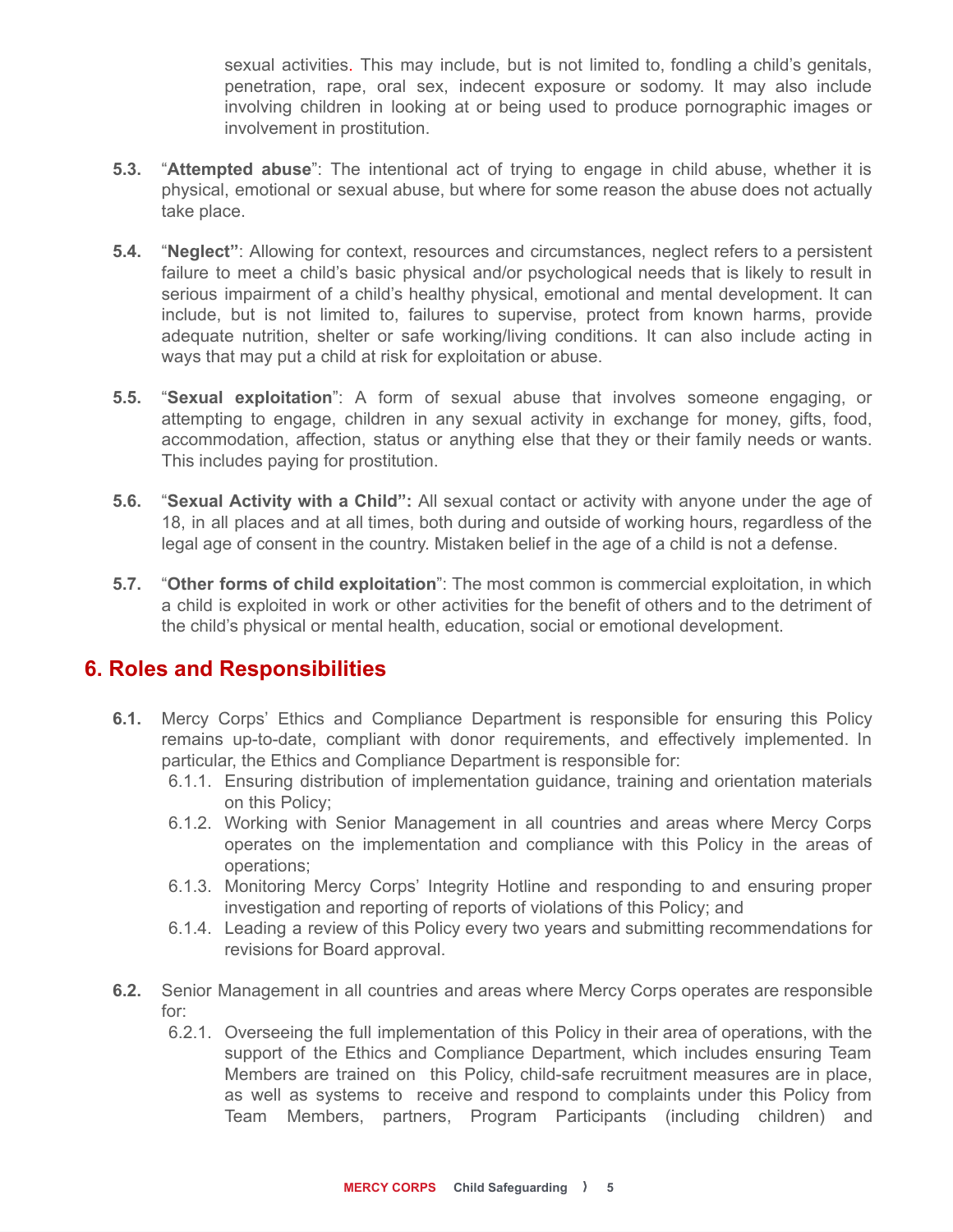sexual activities. This may include, but is not limited to, fondling a child's genitals, penetration, rape, oral sex, indecent exposure or sodomy. It may also include involving children in looking at or being used to produce pornographic images or involvement in prostitution.

**5.3.** "**Attempted abuse**": The intentional act of trying to engage in child abuse, whether it is physical, emotional or sexual abuse, but where for some reason the abuse does not actually take place.

**5.4.** "**Neglect"**: Allowing for context, resources and circumstances, neglect refers to a persistent failure to meet a child's basic physical and/or psychological needs that is likely to result in serious impairment of a child's healthy physical, emotional and mental development. It can include, but is not limited to, failures to supervise, protect from known harms, provide adequate nutrition, shelter or safe working/living conditions. It can also include acting in ways that may put a child at risk for exploitation or abuse.

**5.5.** "**Sexual exploitation**": A form of sexual abuse that involves someone engaging, or attempting to engage, children in any sexual activity in exchange for money, gifts, food, accommodation, affection, status or anything else that they or their family needs or wants. This includes paying for prostitution.

**5.6.** "**Sexual Activity with a Child":** All sexual contact or activity with anyone under the age of 18, in all places and at all times, both during and outside of working hours, regardless of the legal age of consent in the country. Mistaken belief in the age of a child is not a defense.

**5.7.** "**Other forms of child exploitation**": The most common is commercial exploitation, in which a child is exploited in work or other activities for the benefit of others and to the detriment of the child's physical or mental health, education, social or emotional development.

## 6. Roles and Responsibilities

**6.1.** Mercy Corps' Ethics and Compliance Department is responsible for ensuring this Policy remains up-to-date, compliant with donor requirements, and effectively implemented. In particular, the Ethics and Compliance Department is responsible for:

- 6.1.1. Ensuring distribution of implementation guidance, training and orientation materials on this Policy;
- 6.1.2. Working with Senior Management in all countries and areas where Mercy Corps operates on the implementation and compliance with this Policy in the areas of operations;
- 6.1.3. Monitoring Mercy Corps' Integrity Hotline and responding to and ensuring proper investigation and reporting of reports of violations of this Policy; and
- 6.1.4. Leading a review of this Policy every two years and submitting recommendations for revisions for Board approval.

**6.2.** Senior Management in all countries and areas where Mercy Corps operates are responsible for:

- 6.2.1. Overseeing the full implementation of this Policy in their area of operations, with the support of the Ethics and Compliance Department, which includes ensuring Team Members are trained on this Policy, child-safe recruitment measures are in place, as well as systems to receive and respond to complaints under this Policy from Team Members, partners, Program Participants (including children) and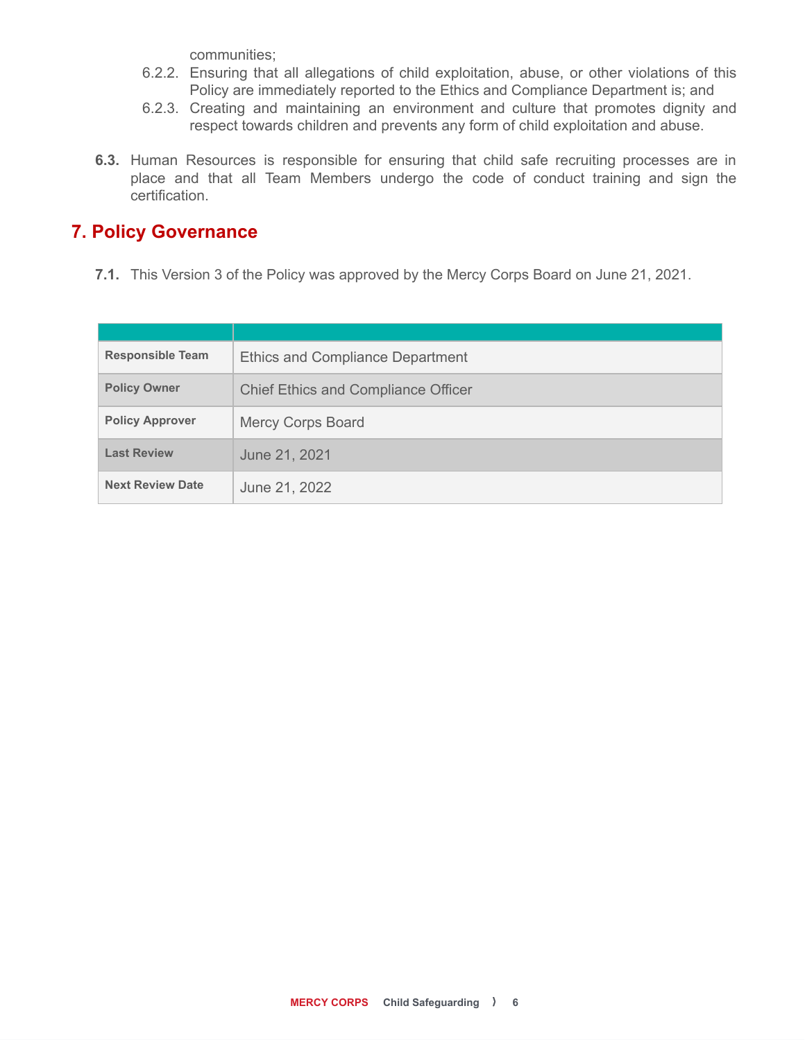communities;

6.2.2. Ensuring that all allegations of child exploitation, abuse, or other violations of this Policy are immediately reported to the Ethics and Compliance Department is; and

6.2.3. Creating and maintaining an environment and culture that promotes dignity and respect towards children and prevents any form of child exploitation and abuse.

**6.3.** Human Resources is responsible for ensuring that child safe recruiting processes are in place and that all Team Members undergo the code of conduct training and sign the certification.

## 7. Policy Governance

**7.1.** This Version 3 of the Policy was approved by the Mercy Corps Board on June 21, 2021.

| | |
|---|---|
| **Responsible Team** | Ethics and Compliance Department |
| **Policy Owner** | Chief Ethics and Compliance Officer |
| **Policy Approver** | Mercy Corps Board |
| **Last Review** | June 21, 2021 |
| **Next Review Date** | June 21, 2022 |